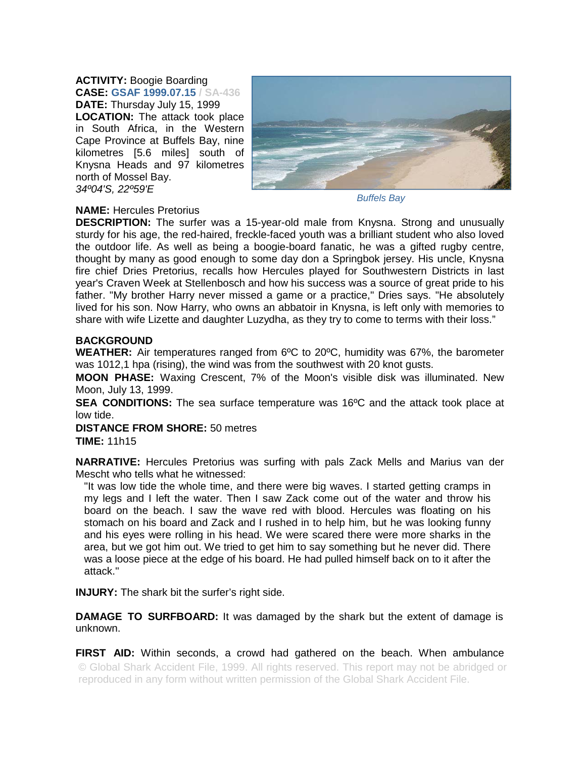**ACTIVITY:** Boogie Boarding
**CASE:** **GSAF 1999.07.15 / SA-436**
**DATE:** Thursday July 15, 1999
**LOCATION:** The attack took place in South Africa, in the Western Cape Province at Buffels Bay, nine kilometres [5.6 miles] south of Knysna Heads and 97 kilometres north of Mossel Bay.
*34º04'S, 22º59'E*

*Buffels Bay*

**NAME:** Hercules Pretorius
**DESCRIPTION:** The surfer was a 15-year-old male from Knysna. Strong and unusually sturdy for his age, the red-haired, freckle-faced youth was a brilliant student who also loved the outdoor life. As well as being a boogie-board fanatic, he was a gifted rugby centre, thought by many as good enough to some day don a Springbok jersey. His uncle, Knysna fire chief Dries Pretorius, recalls how Hercules played for Southwestern Districts in last year's Craven Week at Stellenbosch and how his success was a source of great pride to his father. "My brother Harry never missed a game or a practice," Dries says. "He absolutely lived for his son. Now Harry, who owns an abbatoir in Knysna, is left only with memories to share with wife Lizette and daughter Luzydha, as they try to come to terms with their loss."

**BACKGROUND**
**WEATHER:** Air temperatures ranged from 6ºC to 20ºC, humidity was 67%, the barometer was 1012,1 hpa (rising), the wind was from the southwest with 20 knot gusts.
**MOON PHASE:** Waxing Crescent, 7% of the Moon's visible disk was illuminated. New Moon, July 13, 1999.
**SEA CONDITIONS:** The sea surface temperature was 16ºC and the attack took place at low tide.
**DISTANCE FROM SHORE:** 50 metres
**TIME:** 11h15

**NARRATIVE:** Hercules Pretorius was surfing with pals Zack Mells and Marius van der Mescht who tells what he witnessed:

> "It was low tide the whole time, and there were big waves. I started getting cramps in my legs and I left the water. Then I saw Zack come out of the water and throw his board on the beach. I saw the wave red with blood. Hercules was floating on his stomach on his board and Zack and I rushed in to help him, but he was looking funny and his eyes were rolling in his head. We were scared there were more sharks in the area, but we got him out. We tried to get him to say something but he never did. There was a loose piece at the edge of his board. He had pulled himself back on to it after the attack."

**INJURY:** The shark bit the surfer's right side.

**DAMAGE TO SURFBOARD:** It was damaged by the shark but the extent of damage is unknown.

**FIRST AID:** Within seconds, a crowd had gathered on the beach. When ambulance

© Global Shark Accident File, 1999. All rights reserved. This report may not be abridged or reproduced in any form without written permission of the Global Shark Accident File.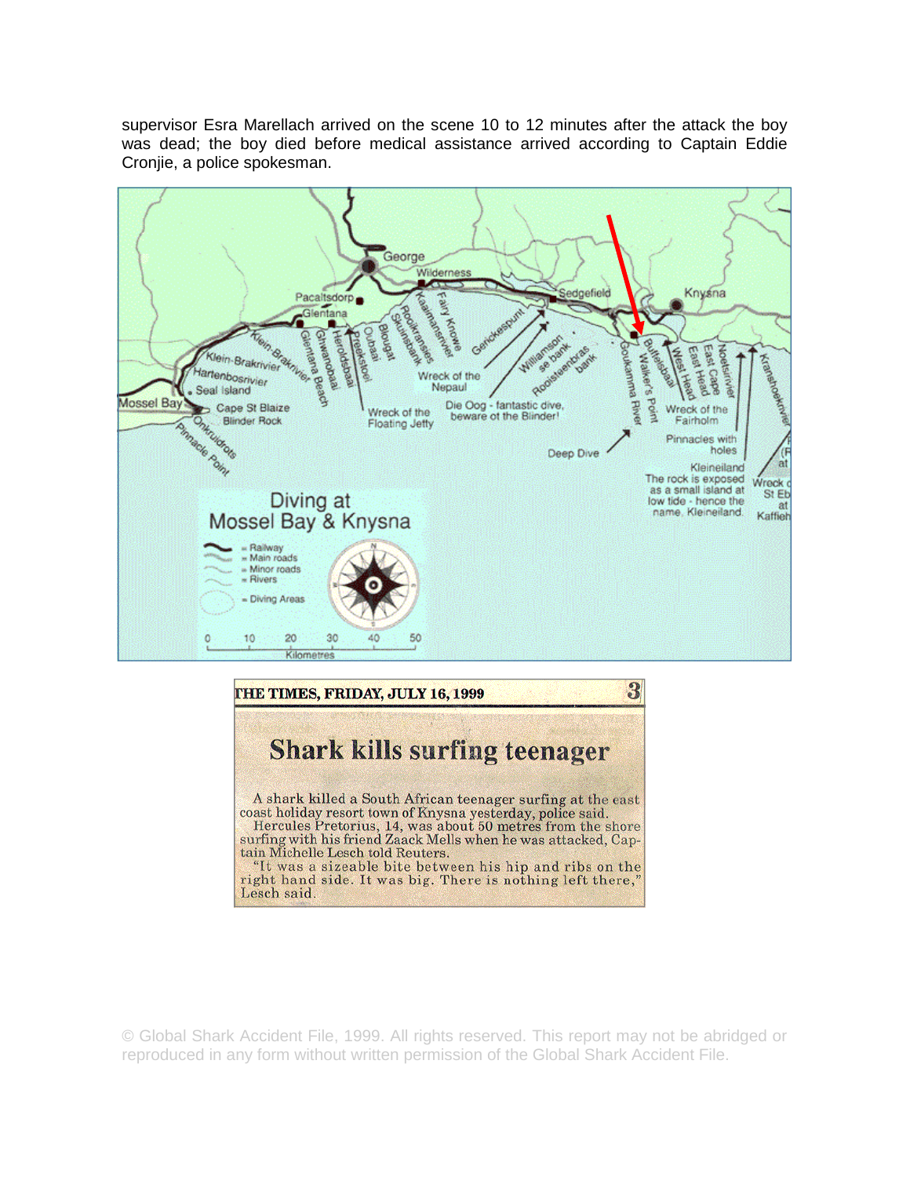supervisor Esra Marellach arrived on the scene 10 to 12 minutes after the attack the boy was dead; the boy died before medical assistance arrived according to Captain Eddie Cronjie, a police spokesman.

Diving at Mossel Bay & Knysna

THE TIMES, FRIDAY, JULY 16, 1999

## Shark kills surfing teenager

A shark killed a South African teenager surfing at the east coast holiday resort town of Knysna yesterday, police said.

Hercules Pretorius, 14, was about 50 metres from the shore surfing with his friend Zaack Mells when he was attacked, Captain Michelle Lesch told Reuters.

"It was a sizeable bite between his hip and ribs on the right hand side. It was big. There is nothing left there," Lesch said.